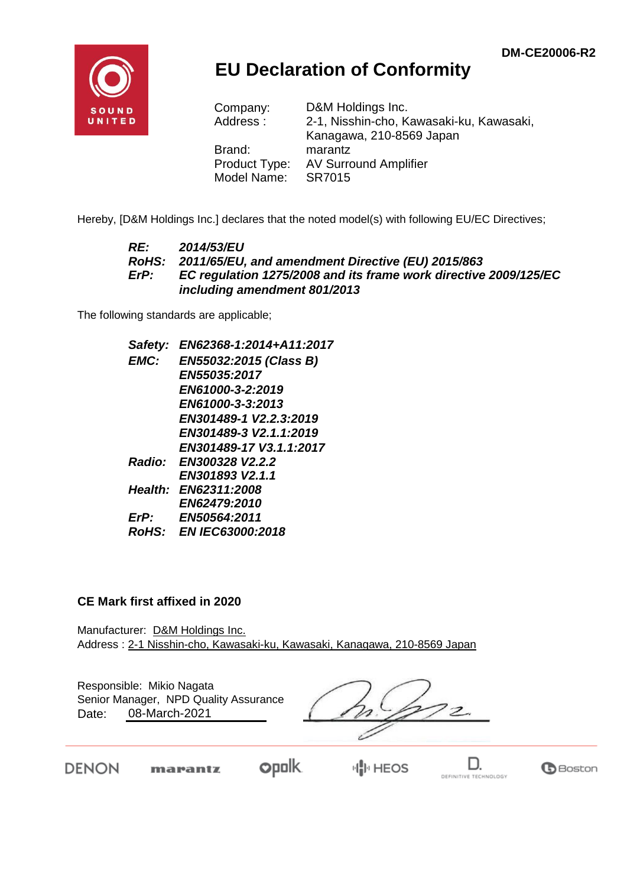DM-CE20006-R2

SOUND UNITED

# EU Declaration of Conformity

Company: D&M Holdings Inc.
Address : 2-1, Nisshin-cho, Kawasaki-ku, Kawasaki, Kanagawa, 210-8569 Japan
Brand: marantz
Product Type: AV Surround Amplifier
Model Name: SR7015

Hereby, [D&M Holdings Inc.] declares that the noted model(s) with following EU/EC Directives;

***RE:*** ***2014/53/EU***
***RoHS:*** ***2011/65/EU, and amendment Directive (EU) 2015/863***
***ErP:*** ***EC regulation 1275/2008 and its frame work directive 2009/125/EC including amendment 801/2013***

The following standards are applicable;

***Safety:*** ***EN62368-1:2014+A11:2017***
***EMC:*** ***EN55032:2015 (Class B)***
***EN55035:2017***
***EN61000-3-2:2019***
***EN61000-3-3:2013***
***EN301489-1 V2.2.3:2019***
***EN301489-3 V2.1.1:2019***
***EN301489-17 V3.1.1:2017***
***Radio:*** ***EN300328 V2.2.2***
***EN301893 V2.1.1***
***Health:*** ***EN62311:2008***
***EN62479:2010***
***ErP:*** ***EN50564:2011***
***RoHS:*** ***EN IEC63000:2018***

**CE Mark first affixed in 2020**

Manufacturer: D&M Holdings Inc.
Address : 2-1 Nisshin-cho, Kawasaki-ku, Kawasaki, Kanagawa, 210-8569 Japan

Responsible: Mikio Nagata
Senior Manager, NPD Quality Assurance
Date: 08-March-2021

DENON marantz polk HEOS DEFINITIVE TECHNOLOGY Boston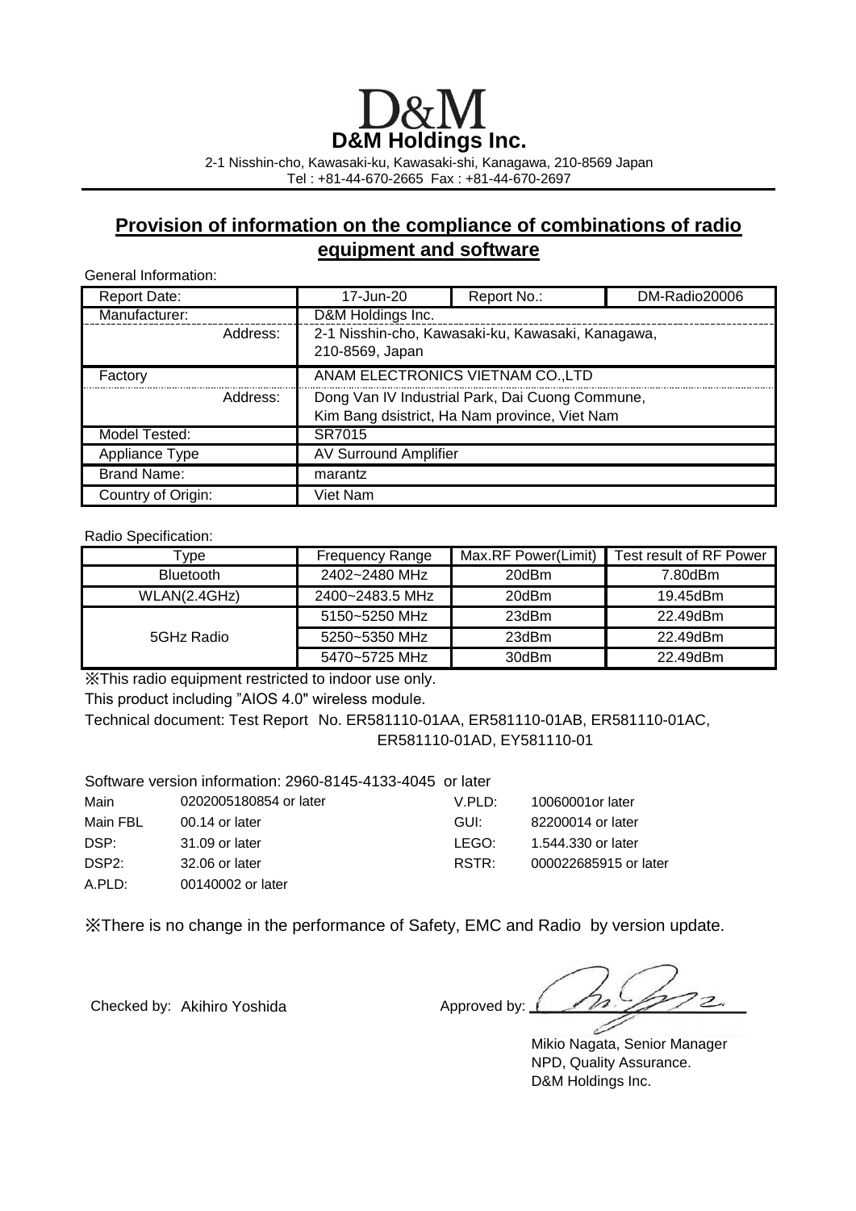D&M

**D&M Holdings Inc.**

2-1 Nisshin-cho, Kawasaki-ku, Kawasaki-shi, Kanagawa, 210-8569 Japan
Tel : +81-44-670-2665 Fax : +81-44-670-2697

# Provision of information on the compliance of combinations of radio equipment and software

General Information:

| | | | |
|---|---|---|---|
| Report Date: | 17-Jun-20 | Report No.: | DM-Radio20006 |
| Manufacturer: | D&M Holdings Inc. | | |
| Address: | 2-1 Nisshin-cho, Kawasaki-ku, Kawasaki, Kanagawa, 210-8569, Japan | | |
| Factory | ANAM ELECTRONICS VIETNAM CO.,LTD | | |
| Address: | Dong Van IV Industrial Park, Dai Cuong Commune, Kim Bang dsistrict, Ha Nam province, Viet Nam | | |
| Model Tested: | SR7015 | | |
| Appliance Type | AV Surround Amplifier | | |
| Brand Name: | marantz | | |
| Country of Origin: | Viet Nam | | |

Radio Specification:

| Type | Frequency Range | Max.RF Power(Limit) | Test result of RF Power |
|---|---|---|---|
| Bluetooth | 2402~2480 MHz | 20dBm | 7.80dBm |
| WLAN(2.4GHz) | 2400~2483.5 MHz | 20dBm | 19.45dBm |
| 5GHz Radio | 5150~5250 MHz | 23dBm | 22.49dBm |
| | 5250~5350 MHz | 23dBm | 22.49dBm |
| | 5470~5725 MHz | 30dBm | 22.49dBm |

※This radio equipment restricted to indoor use only.

This product including "AIOS 4.0" wireless module.

Technical document: Test Report No. ER581110-01AA, ER581110-01AB, ER581110-01AC, ER581110-01AD, EY581110-01

Software version information: 2960-8145-4133-4045 or later

| | | | |
|---|---|---|---|
| Main | 0202005180854 or later | V.PLD: | 10060001or later |
| Main FBL | 00.14 or later | GUI: | 82200014 or later |
| DSP: | 31.09 or later | LEGO: | 1.544.330 or later |
| DSP2: | 32.06 or later | RSTR: | 000022685915 or later |
| A.PLD: | 00140002 or later | | |

※There is no change in the performance of Safety, EMC and Radio by version update.

Checked by: Akihiro Yoshida

Approved by:

Mikio Nagata, Senior Manager
NPD, Quality Assurance.
D&M Holdings Inc.